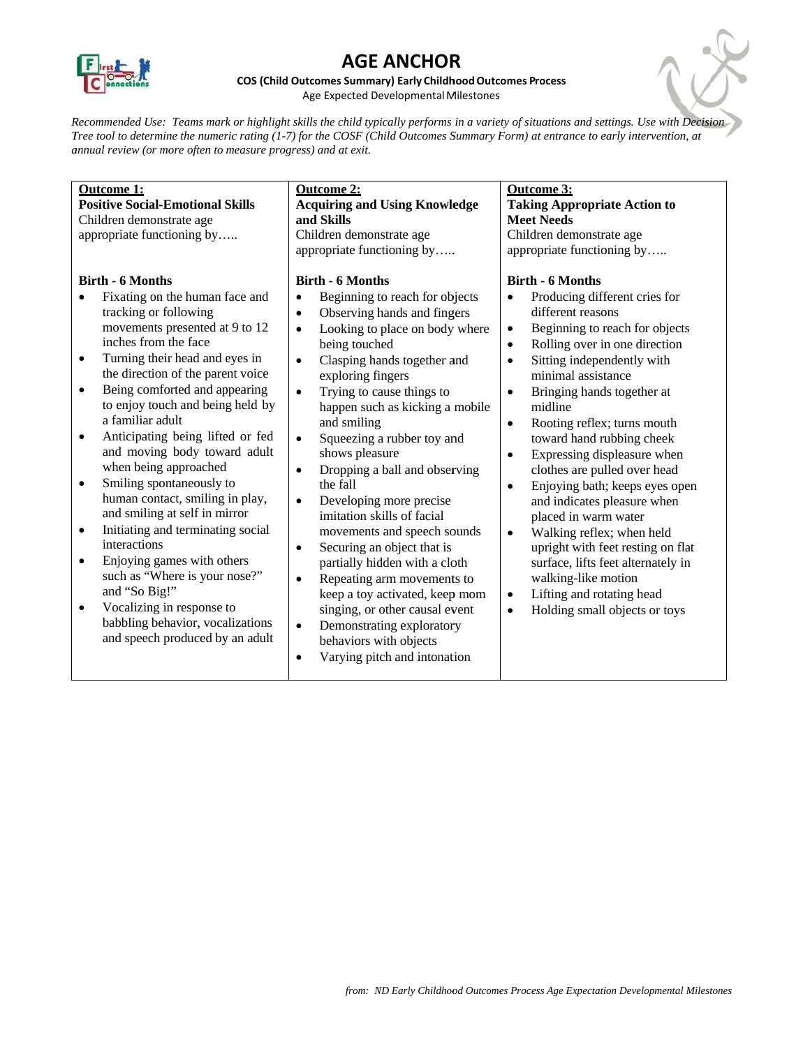# AGE ANCHOR

**COS (Child Outcomes Summary) Early Childhood Outcomes Process**

Age Expected Developmental Milestones

*Recommended Use: Teams mark or highlight skills the child typically performs in a variety of situations and settings. Use with Decision Tree tool to determine the numeric rating (1-7) for the COSF (Child Outcomes Summary Form) at entrance to early intervention, at annual review (or more often to measure progress) and at exit.*

| **Outcome 1:** <br> **Positive Social-Emotional Skills** <br> Children demonstrate age appropriate functioning by….. | **Outcome 2:** <br> **Acquiring and Using Knowledge and Skills** <br> Children demonstrate age appropriate functioning by….. | **Outcome 3:** <br> **Taking Appropriate Action to Meet Needs** <br> Children demonstrate age appropriate functioning by….. |
| --- | --- | --- |
| **Birth - 6 Months** <br> • Fixating on the human face and tracking or following movements presented at 9 to 12 inches from the face <br> • Turning their head and eyes in the direction of the parent voice <br> • Being comforted and appearing to enjoy touch and being held by a familiar adult <br> • Anticipating being lifted or fed and moving body toward adult when being approached <br> • Smiling spontaneously to human contact, smiling in play, and smiling at self in mirror <br> • Initiating and terminating social interactions <br> • Enjoying games with others such as "Where is your nose?" and "So Big!" <br> • Vocalizing in response to babbling behavior, vocalizations and speech produced by an adult | **Birth - 6 Months** <br> • Beginning to reach for objects <br> • Observing hands and fingers <br> • Looking to place on body where being touched <br> • Clasping hands together and exploring fingers <br> • Trying to cause things to happen such as kicking a mobile and smiling <br> • Squeezing a rubber toy and shows pleasure <br> • Dropping a ball and observing the fall <br> • Developing more precise imitation skills of facial movements and speech sounds <br> • Securing an object that is partially hidden with a cloth <br> • Repeating arm movements to keep a toy activated, keep mom singing, or other causal event <br> • Demonstrating exploratory behaviors with objects <br> • Varying pitch and intonation | **Birth - 6 Months** <br> • Producing different cries for different reasons <br> • Beginning to reach for objects <br> • Rolling over in one direction <br> • Sitting independently with minimal assistance <br> • Bringing hands together at midline <br> • Rooting reflex; turns mouth toward hand rubbing cheek <br> • Expressing displeasure when clothes are pulled over head <br> • Enjoying bath; keeps eyes open and indicates pleasure when placed in warm water <br> • Walking reflex; when held upright with feet resting on flat surface, lifts feet alternately in walking-like motion <br> • Lifting and rotating head <br> • Holding small objects or toys |

*from: ND Early Childhood Outcomes Process Age Expectation Developmental Milestones*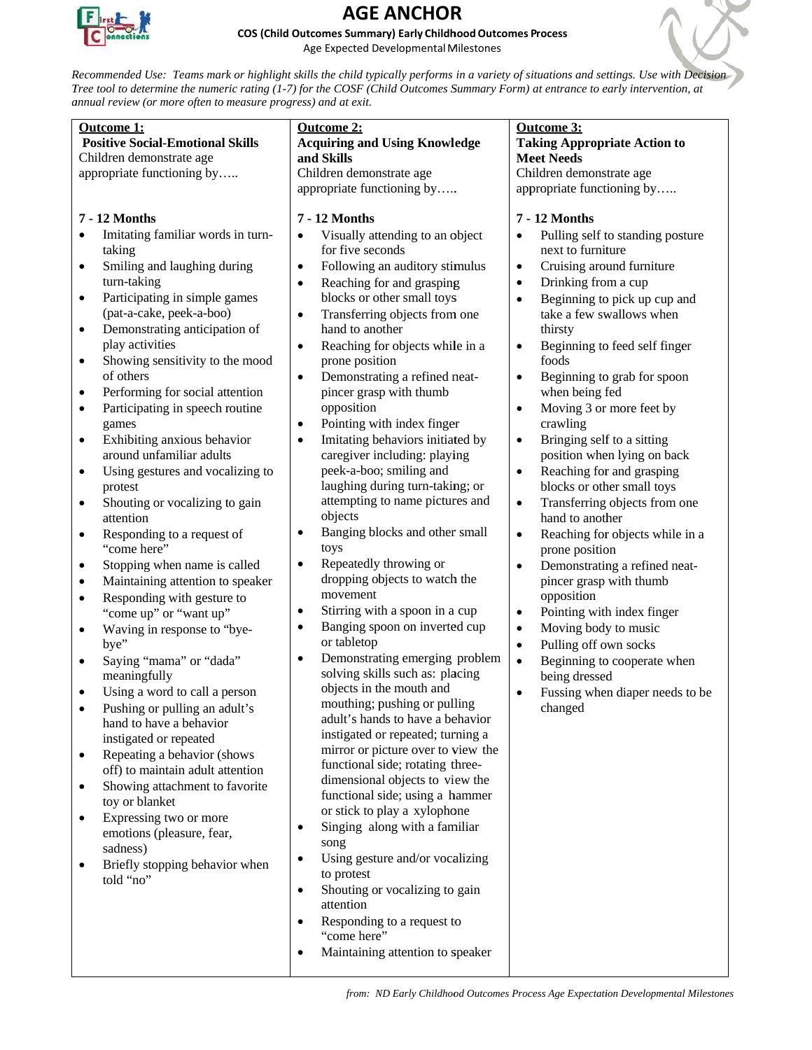# AGE ANCHOR

**COS (Child Outcomes Summary) Early Childhood Outcomes Process**

Age Expected Developmental Milestones

*Recommended Use: Teams mark or highlight skills the child typically performs in a variety of situations and settings. Use with Decision Tree tool to determine the numeric rating (1-7) for the COSF (Child Outcomes Summary Form) at entrance to early intervention, at annual review (or more often to measure progress) and at exit.*

## Outcome 1: Positive Social-Emotional Skills

Children demonstrate age appropriate functioning by…..

### 7 - 12 Months

- Imitating familiar words in turn-taking
- Smiling and laughing during turn-taking
- Participating in simple games (pat-a-cake, peek-a-boo)
- Demonstrating anticipation of play activities
- Showing sensitivity to the mood of others
- Performing for social attention
- Participating in speech routine games
- Exhibiting anxious behavior around unfamiliar adults
- Using gestures and vocalizing to protest
- Shouting or vocalizing to gain attention
- Responding to a request of "come here"
- Stopping when name is called
- Maintaining attention to speaker
- Responding with gesture to "come up" or "want up"
- Waving in response to "bye-bye"
- Saying "mama" or "dada" meaningfully
- Using a word to call a person
- Pushing or pulling an adult's hand to have a behavior instigated or repeated
- Repeating a behavior (shows off) to maintain adult attention
- Showing attachment to favorite toy or blanket
- Expressing two or more emotions (pleasure, fear, sadness)
- Briefly stopping behavior when told "no"

## Outcome 2: Acquiring and Using Knowledge and Skills

Children demonstrate age appropriate functioning by…..

### 7 - 12 Months

- Visually attending to an object for five seconds
- Following an auditory stimulus
- Reaching for and grasping blocks or other small toys
- Transferring objects from one hand to another
- Reaching for objects while in a prone position
- Demonstrating a refined neat-pincer grasp with thumb opposition
- Pointing with index finger
- Imitating behaviors initiated by caregiver including: playing peek-a-boo; smiling and laughing during turn-taking; or attempting to name pictures and objects
- Banging blocks and other small toys
- Repeatedly throwing or dropping objects to watch the movement
- Stirring with a spoon in a cup
- Banging spoon on inverted cup or tabletop
- Demonstrating emerging problem solving skills such as: placing objects in the mouth and mouthing; pushing or pulling adult's hands to have a behavior instigated or repeated; turning a mirror or picture over to view the functional side; rotating three-dimensional objects to view the functional side; using a hammer or stick to play a xylophone
- Singing along with a familiar song
- Using gesture and/or vocalizing to protest
- Shouting or vocalizing to gain attention
- Responding to a request to "come here"
- Maintaining attention to speaker

## Outcome 3: Taking Appropriate Action to Meet Needs

Children demonstrate age appropriate functioning by…..

### 7 - 12 Months

- Pulling self to standing posture next to furniture
- Cruising around furniture
- Drinking from a cup
- Beginning to pick up cup and take a few swallows when thirsty
- Beginning to feed self finger foods
- Beginning to grab for spoon when being fed
- Moving 3 or more feet by crawling
- Bringing self to a sitting position when lying on back
- Reaching for and grasping blocks or other small toys
- Transferring objects from one hand to another
- Reaching for objects while in a prone position
- Demonstrating a refined neat-pincer grasp with thumb opposition
- Pointing with index finger
- Moving body to music
- Pulling off own socks
- Beginning to cooperate when being dressed
- Fussing when diaper needs to be changed

*from: ND Early Childhood Outcomes Process Age Expectation Developmental Milestones*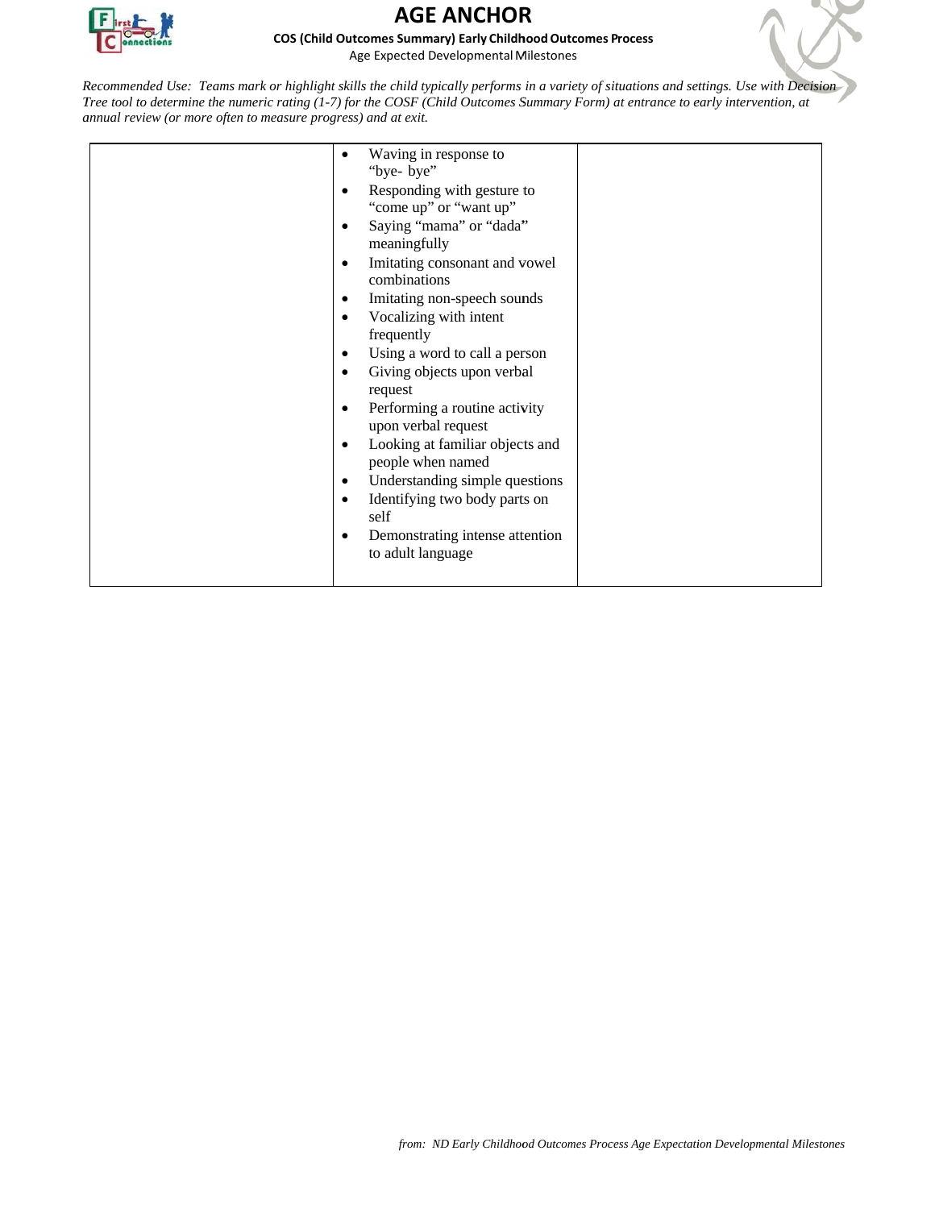| | | |
|---|---|---|
| | • Waving in response to "bye- bye"<br>• Responding with gesture to "come up" or "want up"<br>• Saying "mama" or "dada" meaningfully<br>• Imitating consonant and vowel combinations<br>• Imitating non-speech sounds<br>• Vocalizing with intent frequently<br>• Using a word to call a person<br>• Giving objects upon verbal request<br>• Performing a routine activity upon verbal request<br>• Looking at familiar objects and people when named<br>• Understanding simple questions<br>• Identifying two body parts on self<br>• Demonstrating intense attention to adult language | |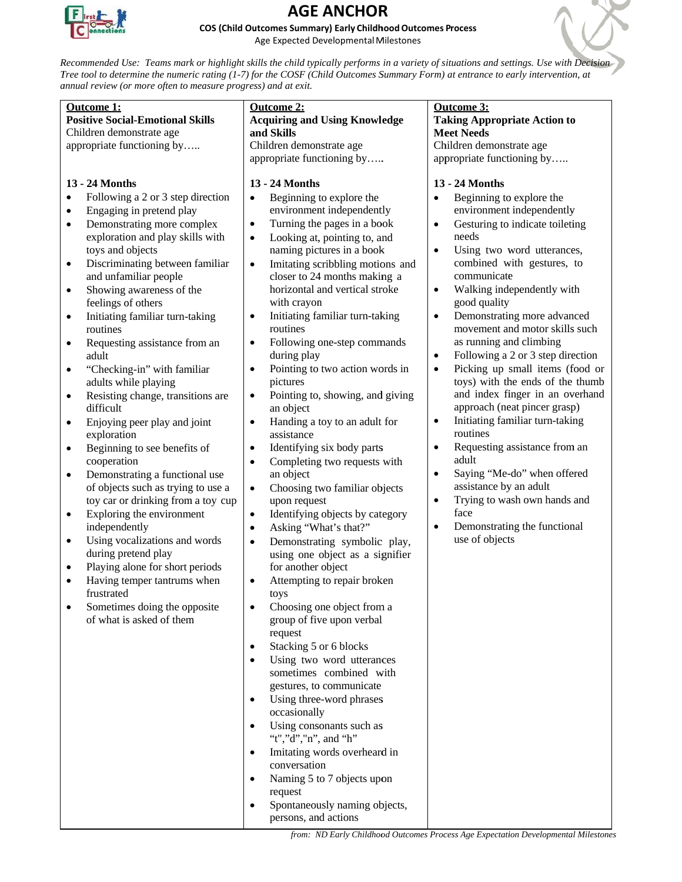# AGE ANCHOR

**COS (Child Outcomes Summary) Early Childhood Outcomes Process**

Age Expected Developmental Milestones

*Recommended Use: Teams mark or highlight skills the child typically performs in a variety of situations and settings. Use with Decision Tree tool to determine the numeric rating (1-7) for the COSF (Child Outcomes Summary Form) at entrance to early intervention, at annual review (or more often to measure progress) and at exit.*

## Outcome 1: Positive Social-Emotional Skills

Children demonstrate age appropriate functioning by…..

### 13 - 24 Months

- Following a 2 or 3 step direction
- Engaging in pretend play
- Demonstrating more complex exploration and play skills with toys and objects
- Discriminating between familiar and unfamiliar people
- Showing awareness of the feelings of others
- Initiating familiar turn-taking routines
- Requesting assistance from an adult
- "Checking-in" with familiar adults while playing
- Resisting change, transitions are difficult
- Enjoying peer play and joint exploration
- Beginning to see benefits of cooperation
- Demonstrating a functional use of objects such as trying to use a toy car or drinking from a toy cup
- Exploring the environment independently
- Using vocalizations and words during pretend play
- Playing alone for short periods
- Having temper tantrums when frustrated
- Sometimes doing the opposite of what is asked of them

## Outcome 2: Acquiring and Using Knowledge and Skills

Children demonstrate age appropriate functioning by…..

### 13 - 24 Months

- Beginning to explore the environment independently
- Turning the pages in a book
- Looking at, pointing to, and naming pictures in a book
- Imitating scribbling motions and closer to 24 months making a horizontal and vertical stroke with crayon
- Initiating familiar turn-taking routines
- Following one-step commands during play
- Pointing to two action words in pictures
- Pointing to, showing, and giving an object
- Handing a toy to an adult for assistance
- Identifying six body parts
- Completing two requests with an object
- Choosing two familiar objects upon request
- Identifying objects by category
- Asking "What's that?"
- Demonstrating symbolic play, using one object as a signifier for another object
- Attempting to repair broken toys
- Choosing one object from a group of five upon verbal request
- Stacking 5 or 6 blocks
- Using two word utterances sometimes combined with gestures, to communicate
- Using three-word phrases occasionally
- Using consonants such as "t","d","n", and "h"
- Imitating words overheard in conversation
- Naming 5 to 7 objects upon request
- Spontaneously naming objects, persons, and actions

## Outcome 3: Taking Appropriate Action to Meet Needs

Children demonstrate age appropriate functioning by…..

### 13 - 24 Months

- Beginning to explore the environment independently
- Gesturing to indicate toileting needs
- Using two word utterances, combined with gestures, to communicate
- Walking independently with good quality
- Demonstrating more advanced movement and motor skills such as running and climbing
- Following a 2 or 3 step direction
- Picking up small items (food or toys) with the ends of the thumb and index finger in an overhand approach (neat pincer grasp)
- Initiating familiar turn-taking routines
- Requesting assistance from an adult
- Saying "Me-do" when offered assistance by an adult
- Trying to wash own hands and face
- Demonstrating the functional use of objects

*from: ND Early Childhood Outcomes Process Age Expectation Developmental Milestones*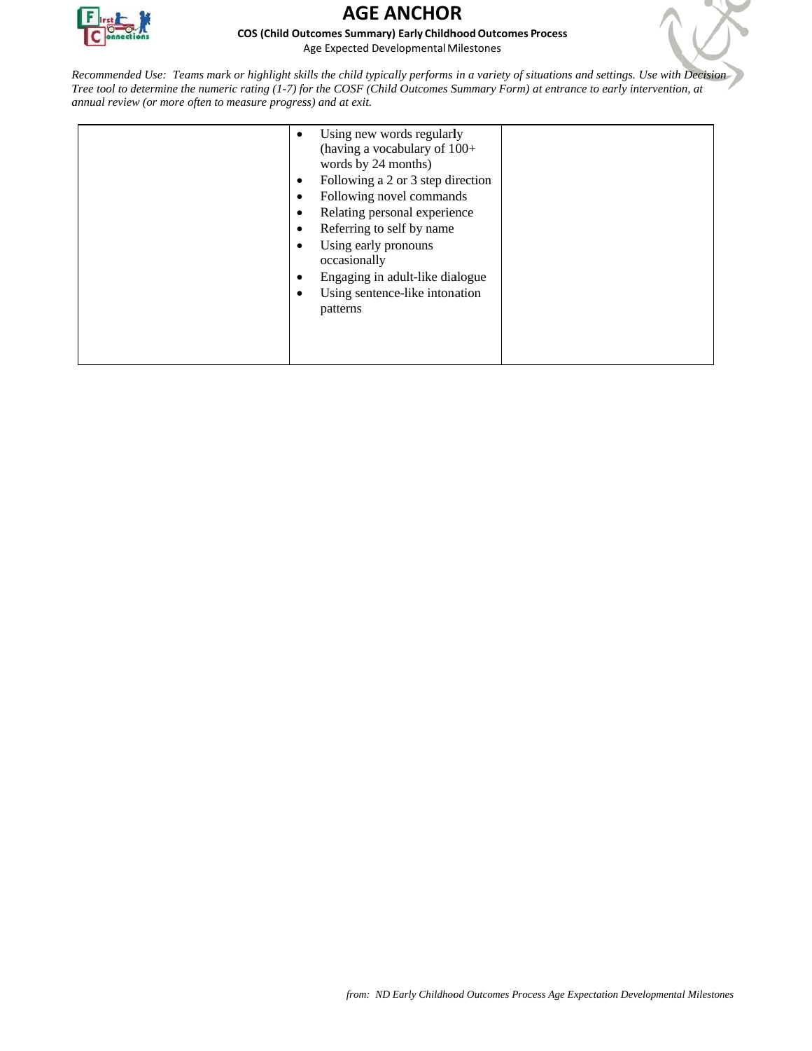# AGE ANCHOR

**COS (Child Outcomes Summary) Early Childhood Outcomes Process**

Age Expected Developmental Milestones

*Recommended Use: Teams mark or highlight skills the child typically performs in a variety of situations and settings. Use with Decision Tree tool to determine the numeric rating (1-7) for the COSF (Child Outcomes Summary Form) at entrance to early intervention, at annual review (or more often to measure progress) and at exit.*

| | | |
|---|---|---|
| | • Using new words regularly (having a vocabulary of 100+ words by 24 months)<br>• Following a 2 or 3 step direction<br>• Following novel commands<br>• Relating personal experience<br>• Referring to self by name<br>• Using early pronouns occasionally<br>• Engaging in adult-like dialogue<br>• Using sentence-like intonation patterns | |

*from: ND Early Childhood Outcomes Process Age Expectation Developmental Milestones*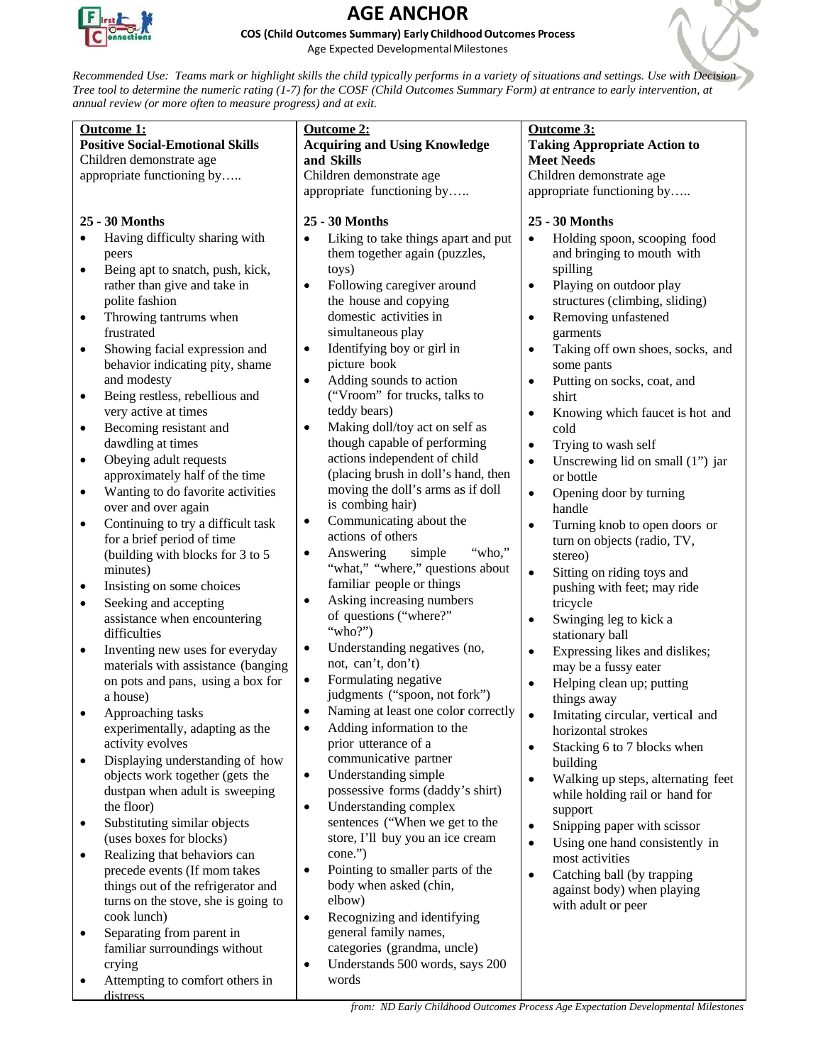# AGE ANCHOR

**COS (Child Outcomes Summary) Early Childhood Outcomes Process**

Age Expected Developmental Milestones

*Recommended Use: Teams mark or highlight skills the child typically performs in a variety of situations and settings. Use with Decision Tree tool to determine the numeric rating (1-7) for the COSF (Child Outcomes Summary Form) at entrance to early intervention, at annual review (or more often to measure progress) and at exit.*

## Outcome 1: Positive Social-Emotional Skills

Children demonstrate age appropriate functioning by…..

### 25 - 30 Months

- Having difficulty sharing with peers
- Being apt to snatch, push, kick, rather than give and take in polite fashion
- Throwing tantrums when frustrated
- Showing facial expression and behavior indicating pity, shame and modesty
- Being restless, rebellious and very active at times
- Becoming resistant and dawdling at times
- Obeying adult requests approximately half of the time
- Wanting to do favorite activities over and over again
- Continuing to try a difficult task for a brief period of time (building with blocks for 3 to 5 minutes)
- Insisting on some choices
- Seeking and accepting assistance when encountering difficulties
- Inventing new uses for everyday materials with assistance (banging on pots and pans, using a box for a house)
- Approaching tasks experimentally, adapting as the activity evolves
- Displaying understanding of how objects work together (gets the dustpan when adult is sweeping the floor)
- Substituting similar objects (uses boxes for blocks)
- Realizing that behaviors can precede events (If mom takes things out of the refrigerator and turns on the stove, she is going to cook lunch)
- Separating from parent in familiar surroundings without crying
- Attempting to comfort others in distress

## Outcome 2: Acquiring and Using Knowledge and Skills

Children demonstrate age appropriate functioning by…..

### 25 - 30 Months

- Liking to take things apart and put them together again (puzzles, toys)
- Following caregiver around the house and copying domestic activities in simultaneous play
- Identifying boy or girl in picture book
- Adding sounds to action ("Vroom" for trucks, talks to teddy bears)
- Making doll/toy act on self as though capable of performing actions independent of child (placing brush in doll's hand, then moving the doll's arms as if doll is combing hair)
- Communicating about the actions of others
- Answering simple "who," "what," "where," questions about familiar people or things
- Asking increasing numbers of questions ("where?" "who?")
- Understanding negatives (no, not, can't, don't)
- Formulating negative judgments ("spoon, not fork")
- Naming at least one color correctly
- Adding information to the prior utterance of a communicative partner
- Understanding simple possessive forms (daddy's shirt)
- Understanding complex sentences ("When we get to the store, I'll buy you an ice cream cone.")
- Pointing to smaller parts of the body when asked (chin, elbow)
- Recognizing and identifying general family names, categories (grandma, uncle)
- Understands 500 words, says 200 words

## Outcome 3: Taking Appropriate Action to Meet Needs

Children demonstrate age appropriate functioning by…..

### 25 - 30 Months

- Holding spoon, scooping food and bringing to mouth with spilling
- Playing on outdoor play structures (climbing, sliding)
- Removing unfastened garments
- Taking off own shoes, socks, and some pants
- Putting on socks, coat, and shirt
- Knowing which faucet is hot and cold
- Trying to wash self
- Unscrewing lid on small (1") jar or bottle
- Opening door by turning handle
- Turning knob to open doors or turn on objects (radio, TV, stereo)
- Sitting on riding toys and pushing with feet; may ride tricycle
- Swinging leg to kick a stationary ball
- Expressing likes and dislikes; may be a fussy eater
- Helping clean up; putting things away
- Imitating circular, vertical and horizontal strokes
- Stacking 6 to 7 blocks when building
- Walking up steps, alternating feet while holding rail or hand for support
- Snipping paper with scissor
- Using one hand consistently in most activities
- Catching ball (by trapping against body) when playing with adult or peer

*from: ND Early Childhood Outcomes Process Age Expectation Developmental Milestones*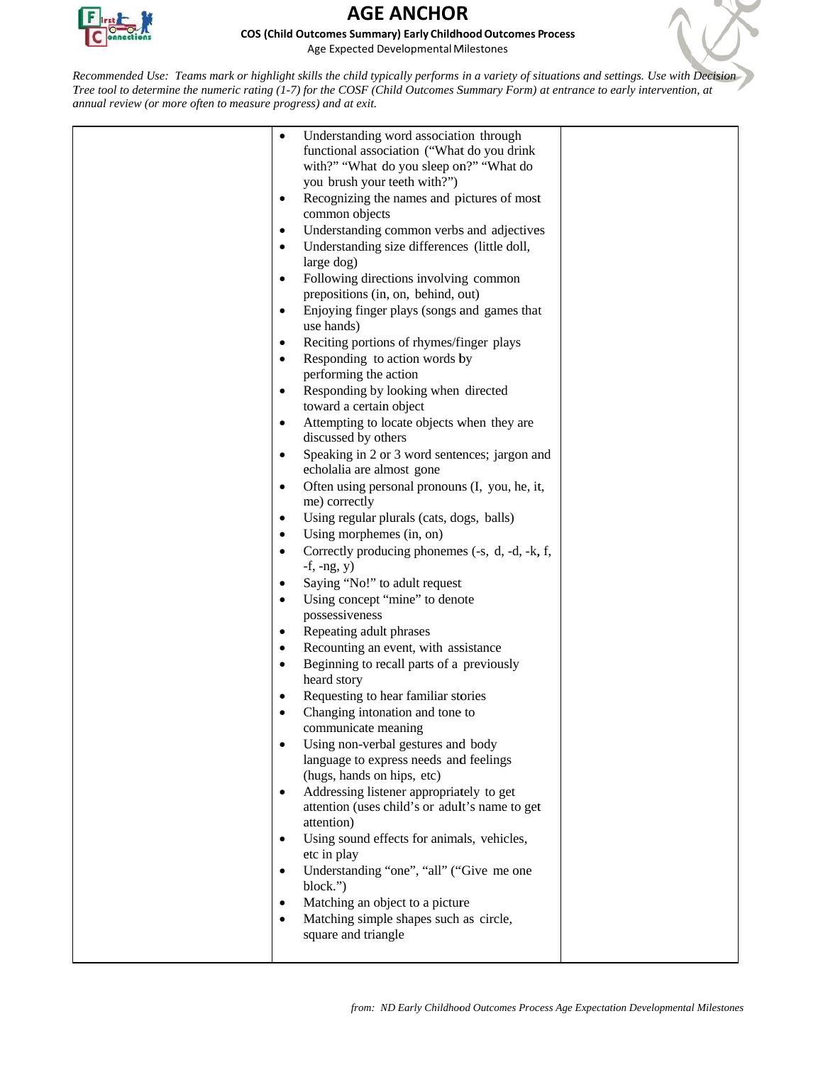# AGE ANCHOR

**COS (Child Outcomes Summary) Early Childhood Outcomes Process**

Age Expected Developmental Milestones

*Recommended Use: Teams mark or highlight skills the child typically performs in a variety of situations and settings. Use with Decision Tree tool to determine the numeric rating (1-7) for the COSF (Child Outcomes Summary Form) at entrance to early intervention, at annual review (or more often to measure progress) and at exit.*

| | | |
|---|---|---|
| | • Understanding word association through functional association ("What do you drink with?" "What do you sleep on?" "What do you brush your teeth with?")<br>• Recognizing the names and pictures of most common objects<br>• Understanding common verbs and adjectives<br>• Understanding size differences (little doll, large dog)<br>• Following directions involving common prepositions (in, on, behind, out)<br>• Enjoying finger plays (songs and games that use hands)<br>• Reciting portions of rhymes/finger plays<br>• Responding to action words by performing the action<br>• Responding by looking when directed toward a certain object<br>• Attempting to locate objects when they are discussed by others<br>• Speaking in 2 or 3 word sentences; jargon and echolalia are almost gone<br>• Often using personal pronouns (I, you, he, it, me) correctly<br>• Using regular plurals (cats, dogs, balls)<br>• Using morphemes (in, on)<br>• Correctly producing phonemes (-s, d, -d, -k, f, -f, -ng, y)<br>• Saying "No!" to adult request<br>• Using concept "mine" to denote possessiveness<br>• Repeating adult phrases<br>• Recounting an event, with assistance<br>• Beginning to recall parts of a previously heard story<br>• Requesting to hear familiar stories<br>• Changing intonation and tone to communicate meaning<br>• Using non-verbal gestures and body language to express needs and feelings (hugs, hands on hips, etc)<br>• Addressing listener appropriately to get attention (uses child's or adult's name to get attention)<br>• Using sound effects for animals, vehicles, etc in play<br>• Understanding "one", "all" ("Give me one block.")<br>• Matching an object to a picture<br>• Matching simple shapes such as circle, square and triangle | |

*from: ND Early Childhood Outcomes Process Age Expectation Developmental Milestones*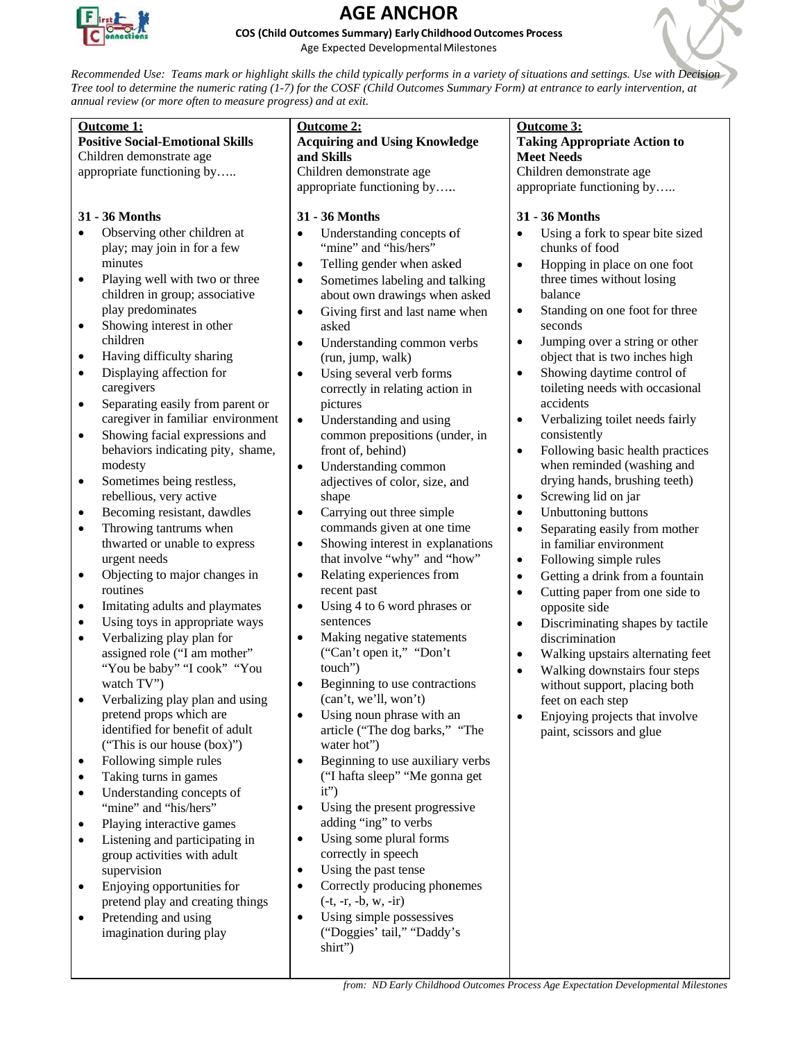# AGE ANCHOR

**COS (Child Outcomes Summary) Early Childhood Outcomes Process**

Age Expected Developmental Milestones

*Recommended Use: Teams mark or highlight skills the child typically performs in a variety of situations and settings. Use with Decision Tree tool to determine the numeric rating (1-7) for the COSF (Child Outcomes Summary Form) at entrance to early intervention, at annual review (or more often to measure progress) and at exit.*

## Outcome 1: Positive Social-Emotional Skills

Children demonstrate age appropriate functioning by…..

**31 - 36 Months**

- Observing other children at play; may join in for a few minutes
- Playing well with two or three children in group; associative play predominates
- Showing interest in other children
- Having difficulty sharing
- Displaying affection for caregivers
- Separating easily from parent or caregiver in familiar environment
- Showing facial expressions and behaviors indicating pity, shame, modesty
- Sometimes being restless, rebellious, very active
- Becoming resistant, dawdles
- Throwing tantrums when thwarted or unable to express urgent needs
- Objecting to major changes in routines
- Imitating adults and playmates
- Using toys in appropriate ways
- Verbalizing play plan for assigned role ("I am mother" "You be baby" "I cook" "You watch TV")
- Verbalizing play plan and using pretend props which are identified for benefit of adult ("This is our house (box)")
- Following simple rules
- Taking turns in games
- Understanding concepts of "mine" and "his/hers"
- Playing interactive games
- Listening and participating in group activities with adult supervision
- Enjoying opportunities for pretend play and creating things
- Pretending and using imagination during play

## Outcome 2: Acquiring and Using Knowledge and Skills

Children demonstrate age appropriate functioning by…..

**31 - 36 Months**

- Understanding concepts of "mine" and "his/hers"
- Telling gender when asked
- Sometimes labeling and talking about own drawings when asked
- Giving first and last name when asked
- Understanding common verbs (run, jump, walk)
- Using several verb forms correctly in relating action in pictures
- Understanding and using common prepositions (under, in front of, behind)
- Understanding common adjectives of color, size, and shape
- Carrying out three simple commands given at one time
- Showing interest in explanations that involve "why" and "how"
- Relating experiences from recent past
- Using 4 to 6 word phrases or sentences
- Making negative statements ("Can't open it," "Don't touch")
- Beginning to use contractions (can't, we'll, won't)
- Using noun phrase with an article ("The dog barks," "The water hot")
- Beginning to use auxiliary verbs ("I hafta sleep" "Me gonna get it")
- Using the present progressive adding "ing" to verbs
- Using some plural forms correctly in speech
- Using the past tense
- Correctly producing phonemes (-t, -r, -b, w, -ir)
- Using simple possessives ("Doggies' tail," "Daddy's shirt")

## Outcome 3: Taking Appropriate Action to Meet Needs

Children demonstrate age appropriate functioning by…..

**31 - 36 Months**

- Using a fork to spear bite sized chunks of food
- Hopping in place on one foot three times without losing balance
- Standing on one foot for three seconds
- Jumping over a string or other object that is two inches high
- Showing daytime control of toileting needs with occasional accidents
- Verbalizing toilet needs fairly consistently
- Following basic health practices when reminded (washing and drying hands, brushing teeth)
- Screwing lid on jar
- Unbuttoning buttons
- Separating easily from mother in familiar environment
- Following simple rules
- Getting a drink from a fountain
- Cutting paper from one side to opposite side
- Discriminating shapes by tactile discrimination
- Walking upstairs alternating feet
- Walking downstairs four steps without support, placing both feet on each step
- Enjoying projects that involve paint, scissors and glue

*from: ND Early Childhood Outcomes Process Age Expectation Developmental Milestones*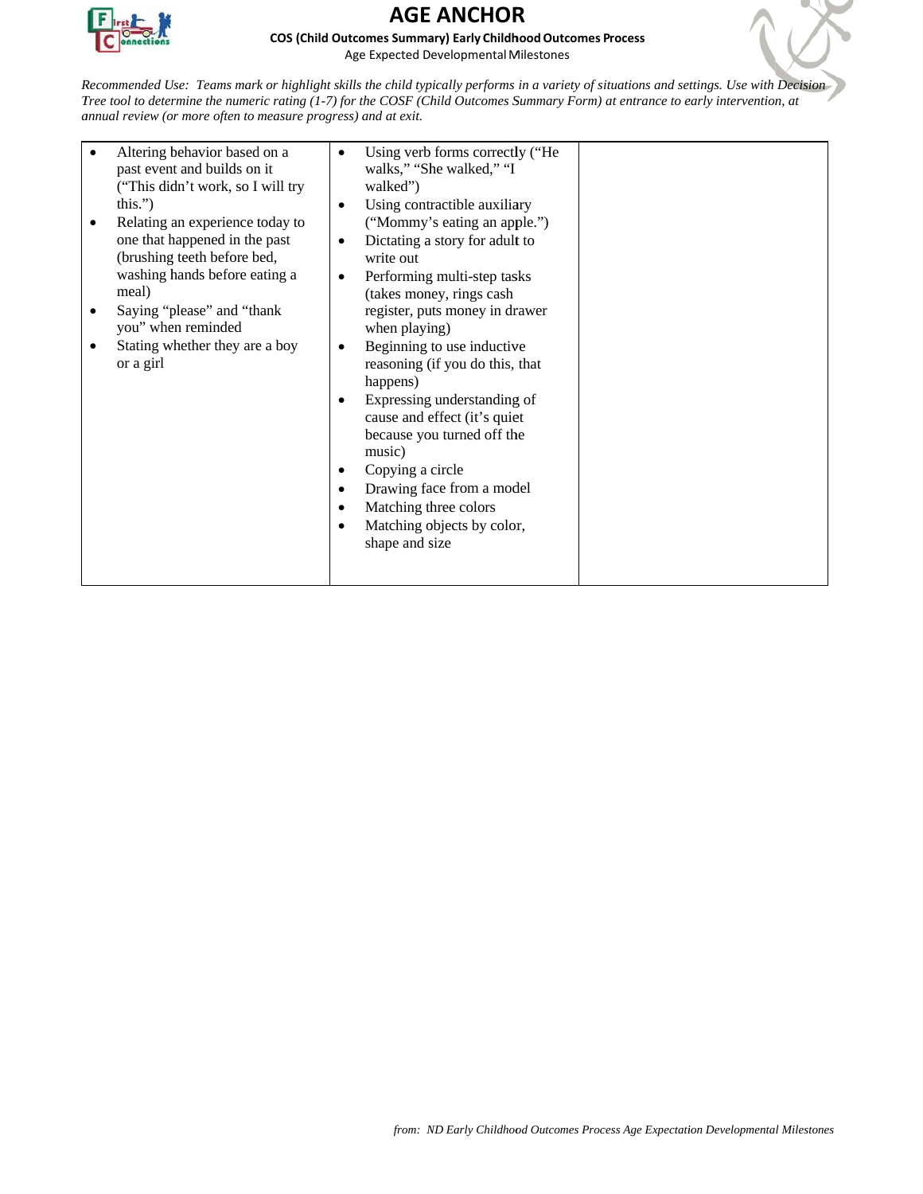# AGE ANCHOR

**COS (Child Outcomes Summary) Early Childhood Outcomes Process**

Age Expected Developmental Milestones

*Recommended Use: Teams mark or highlight skills the child typically performs in a variety of situations and settings. Use with Decision Tree tool to determine the numeric rating (1-7) for the COSF (Child Outcomes Summary Form) at entrance to early intervention, at annual review (or more often to measure progress) and at exit.*

| | | |
|---|---|---|
| • Altering behavior based on a past event and builds on it ("This didn't work, so I will try this.")<br>• Relating an experience today to one that happened in the past (brushing teeth before bed, washing hands before eating a meal)<br>• Saying "please" and "thank you" when reminded<br>• Stating whether they are a boy or a girl | • Using verb forms correctly ("He walks," "She walked," "I walked")<br>• Using contractible auxiliary ("Mommy's eating an apple.")<br>• Dictating a story for adult to write out<br>• Performing multi-step tasks (takes money, rings cash register, puts money in drawer when playing)<br>• Beginning to use inductive reasoning (if you do this, that happens)<br>• Expressing understanding of cause and effect (it's quiet because you turned off the music)<br>• Copying a circle<br>• Drawing face from a model<br>• Matching three colors<br>• Matching objects by color, shape and size | |

*from: ND Early Childhood Outcomes Process Age Expectation Developmental Milestones*